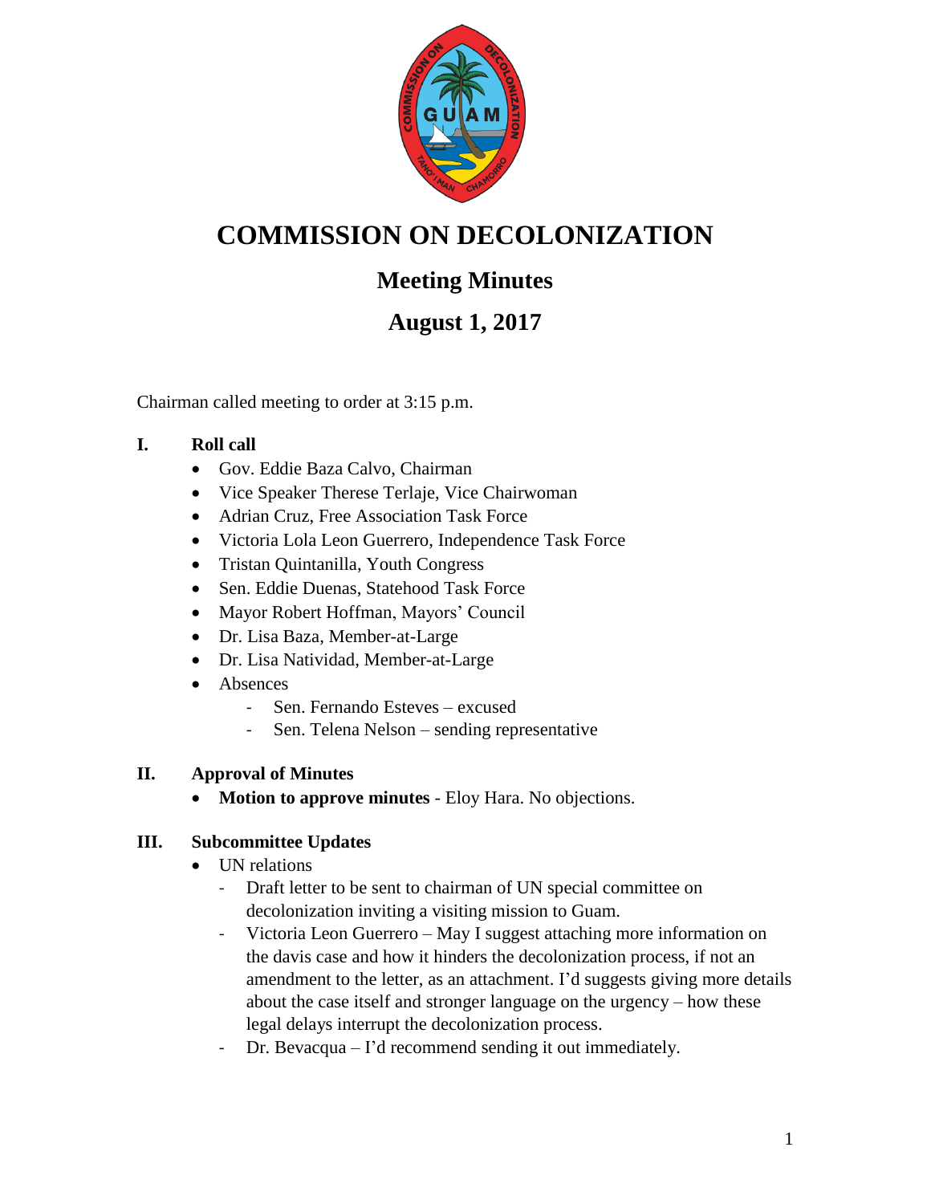# COMMISSION ON DECOLONIZATION

## Meeting Minutes

## August 1, 2017

Chairman called meeting to order at 3:15 p.m.

**I. Roll call**

- Gov. Eddie Baza Calvo, Chairman
- Vice Speaker Therese Terlaje, Vice Chairwoman
- Adrian Cruz, Free Association Task Force
- Victoria Lola Leon Guerrero, Independence Task Force
- Tristan Quintanilla, Youth Congress
- Sen. Eddie Duenas, Statehood Task Force
- Mayor Robert Hoffman, Mayors' Council
- Dr. Lisa Baza, Member-at-Large
- Dr. Lisa Natividad, Member-at-Large
- Absences
    - Sen. Fernando Esteves – excused
    - Sen. Telena Nelson – sending representative

**II. Approval of Minutes**

- **Motion to approve minutes** - Eloy Hara. No objections.

**III. Subcommittee Updates**

- UN relations
    - Draft letter to be sent to chairman of UN special committee on decolonization inviting a visiting mission to Guam.
    - Victoria Leon Guerrero – May I suggest attaching more information on the davis case and how it hinders the decolonization process, if not an amendment to the letter, as an attachment. I'd suggests giving more details about the case itself and stronger language on the urgency – how these legal delays interrupt the decolonization process.
    - Dr. Bevacqua – I'd recommend sending it out immediately.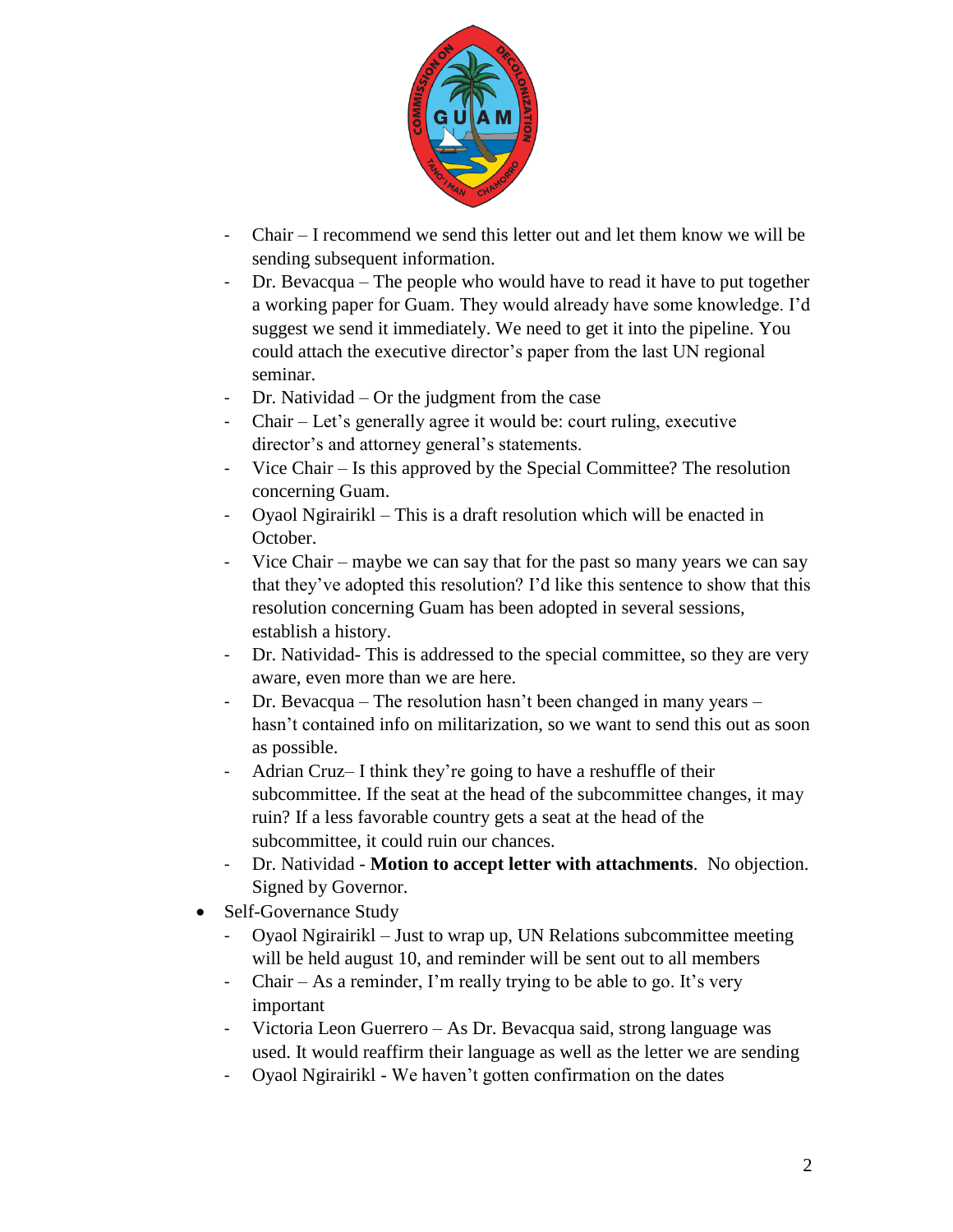- Chair – I recommend we send this letter out and let them know we will be sending subsequent information.
- Dr. Bevacqua – The people who would have to read it have to put together a working paper for Guam. They would already have some knowledge. I'd suggest we send it immediately. We need to get it into the pipeline. You could attach the executive director's paper from the last UN regional seminar.
- Dr. Natividad – Or the judgment from the case
- Chair – Let's generally agree it would be: court ruling, executive director's and attorney general's statements.
- Vice Chair – Is this approved by the Special Committee? The resolution concerning Guam.
- Oyaol Ngirairikl – This is a draft resolution which will be enacted in October.
- Vice Chair – maybe we can say that for the past so many years we can say that they've adopted this resolution? I'd like this sentence to show that this resolution concerning Guam has been adopted in several sessions, establish a history.
- Dr. Natividad- This is addressed to the special committee, so they are very aware, even more than we are here.
- Dr. Bevacqua – The resolution hasn't been changed in many years – hasn't contained info on militarization, so we want to send this out as soon as possible.
- Adrian Cruz– I think they're going to have a reshuffle of their subcommittee. If the seat at the head of the subcommittee changes, it may ruin? If a less favorable country gets a seat at the head of the subcommittee, it could ruin our chances.
- Dr. Natividad - **Motion to accept letter with attachments**. No objection. Signed by Governor.

- Self-Governance Study
  - Oyaol Ngirairikl – Just to wrap up, UN Relations subcommittee meeting will be held august 10, and reminder will be sent out to all members
  - Chair – As a reminder, I'm really trying to be able to go. It's very important
  - Victoria Leon Guerrero – As Dr. Bevacqua said, strong language was used. It would reaffirm their language as well as the letter we are sending
  - Oyaol Ngirairikl - We haven't gotten confirmation on the dates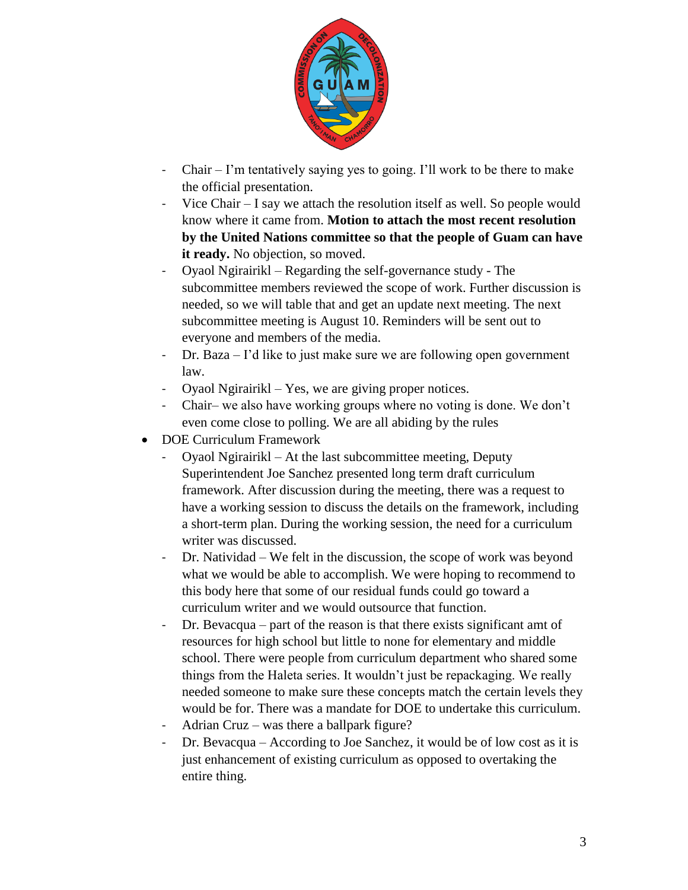- Chair – I'm tentatively saying yes to going. I'll work to be there to make the official presentation.
- Vice Chair – I say we attach the resolution itself as well. So people would know where it came from. **Motion to attach the most recent resolution by the United Nations committee so that the people of Guam can have it ready.** No objection, so moved.
- Oyaol Ngirairikl – Regarding the self-governance study - The subcommittee members reviewed the scope of work. Further discussion is needed, so we will table that and get an update next meeting. The next subcommittee meeting is August 10. Reminders will be sent out to everyone and members of the media.
- Dr. Baza – I'd like to just make sure we are following open government law.
- Oyaol Ngirairikl – Yes, we are giving proper notices.
- Chair– we also have working groups where no voting is done. We don't even come close to polling. We are all abiding by the rules

- DOE Curriculum Framework
  - Oyaol Ngirairikl – At the last subcommittee meeting, Deputy Superintendent Joe Sanchez presented long term draft curriculum framework. After discussion during the meeting, there was a request to have a working session to discuss the details on the framework, including a short-term plan. During the working session, the need for a curriculum writer was discussed.
  - Dr. Natividad – We felt in the discussion, the scope of work was beyond what we would be able to accomplish. We were hoping to recommend to this body here that some of our residual funds could go toward a curriculum writer and we would outsource that function.
  - Dr. Bevacqua – part of the reason is that there exists significant amt of resources for high school but little to none for elementary and middle school. There were people from curriculum department who shared some things from the Haleta series. It wouldn't just be repackaging. We really needed someone to make sure these concepts match the certain levels they would be for. There was a mandate for DOE to undertake this curriculum.
  - Adrian Cruz – was there a ballpark figure?
  - Dr. Bevacqua – According to Joe Sanchez, it would be of low cost as it is just enhancement of existing curriculum as opposed to overtaking the entire thing.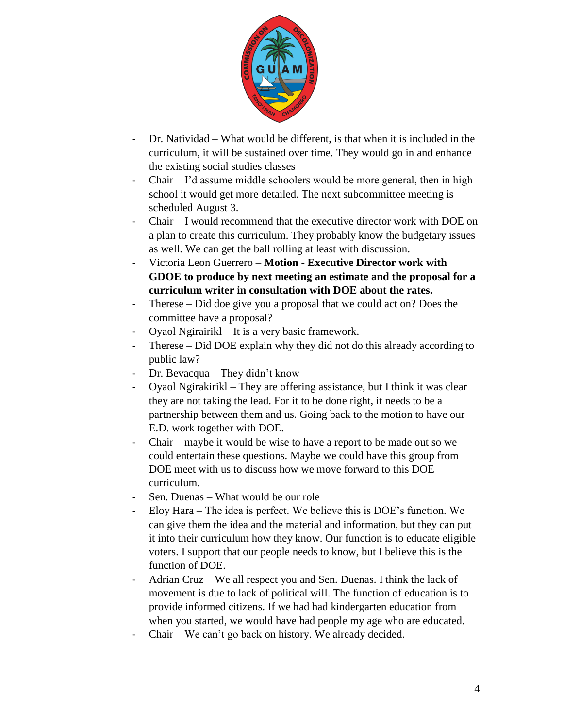- Dr. Natividad – What would be different, is that when it is included in the curriculum, it will be sustained over time. They would go in and enhance the existing social studies classes
- Chair – I'd assume middle schoolers would be more general, then in high school it would get more detailed. The next subcommittee meeting is scheduled August 3.
- Chair – I would recommend that the executive director work with DOE on a plan to create this curriculum. They probably know the budgetary issues as well. We can get the ball rolling at least with discussion.
- Victoria Leon Guerrero – **Motion - Executive Director work with GDOE to produce by next meeting an estimate and the proposal for a curriculum writer in consultation with DOE about the rates.**
- Therese – Did doe give you a proposal that we could act on? Does the committee have a proposal?
- Oyaol Ngirairikl – It is a very basic framework.
- Therese – Did DOE explain why they did not do this already according to public law?
- Dr. Bevacqua – They didn't know
- Oyaol Ngirakirikl – They are offering assistance, but I think it was clear they are not taking the lead. For it to be done right, it needs to be a partnership between them and us. Going back to the motion to have our E.D. work together with DOE.
- Chair – maybe it would be wise to have a report to be made out so we could entertain these questions. Maybe we could have this group from DOE meet with us to discuss how we move forward to this DOE curriculum.
- Sen. Duenas – What would be our role
- Eloy Hara – The idea is perfect. We believe this is DOE's function. We can give them the idea and the material and information, but they can put it into their curriculum how they know. Our function is to educate eligible voters. I support that our people needs to know, but I believe this is the function of DOE.
- Adrian Cruz – We all respect you and Sen. Duenas. I think the lack of movement is due to lack of political will. The function of education is to provide informed citizens. If we had had kindergarten education from when you started, we would have had people my age who are educated.
- Chair – We can't go back on history. We already decided.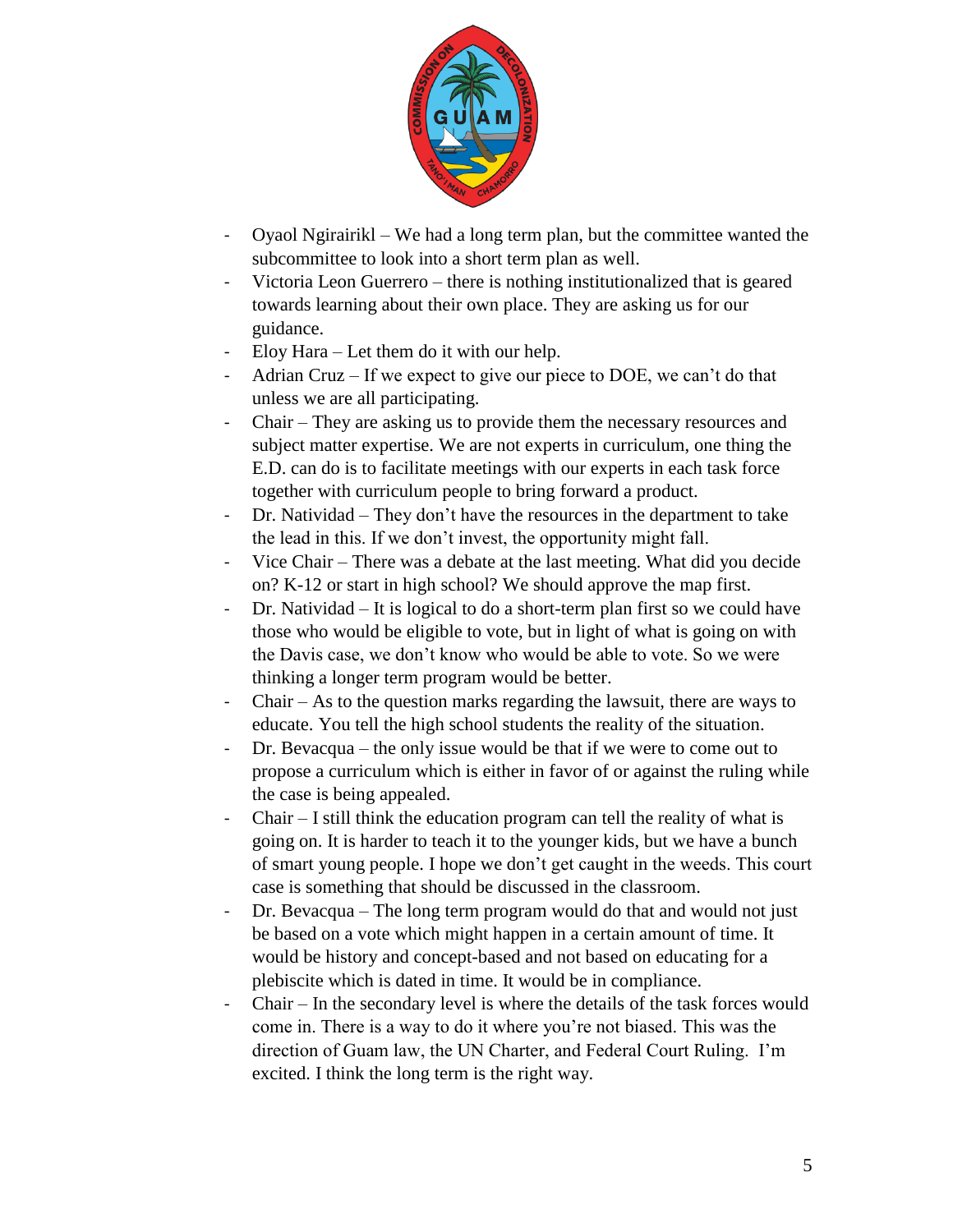- Oyaol Ngirairikl – We had a long term plan, but the committee wanted the subcommittee to look into a short term plan as well.
- Victoria Leon Guerrero – there is nothing institutionalized that is geared towards learning about their own place. They are asking us for our guidance.
- Eloy Hara – Let them do it with our help.
- Adrian Cruz – If we expect to give our piece to DOE, we can't do that unless we are all participating.
- Chair – They are asking us to provide them the necessary resources and subject matter expertise. We are not experts in curriculum, one thing the E.D. can do is to facilitate meetings with our experts in each task force together with curriculum people to bring forward a product.
- Dr. Natividad – They don't have the resources in the department to take the lead in this. If we don't invest, the opportunity might fall.
- Vice Chair – There was a debate at the last meeting. What did you decide on? K-12 or start in high school? We should approve the map first.
- Dr. Natividad – It is logical to do a short-term plan first so we could have those who would be eligible to vote, but in light of what is going on with the Davis case, we don't know who would be able to vote. So we were thinking a longer term program would be better.
- Chair – As to the question marks regarding the lawsuit, there are ways to educate. You tell the high school students the reality of the situation.
- Dr. Bevacqua – the only issue would be that if we were to come out to propose a curriculum which is either in favor of or against the ruling while the case is being appealed.
- Chair – I still think the education program can tell the reality of what is going on. It is harder to teach it to the younger kids, but we have a bunch of smart young people. I hope we don't get caught in the weeds. This court case is something that should be discussed in the classroom.
- Dr. Bevacqua – The long term program would do that and would not just be based on a vote which might happen in a certain amount of time. It would be history and concept-based and not based on educating for a plebiscite which is dated in time. It would be in compliance.
- Chair – In the secondary level is where the details of the task forces would come in. There is a way to do it where you're not biased. This was the direction of Guam law, the UN Charter, and Federal Court Ruling. I'm excited. I think the long term is the right way.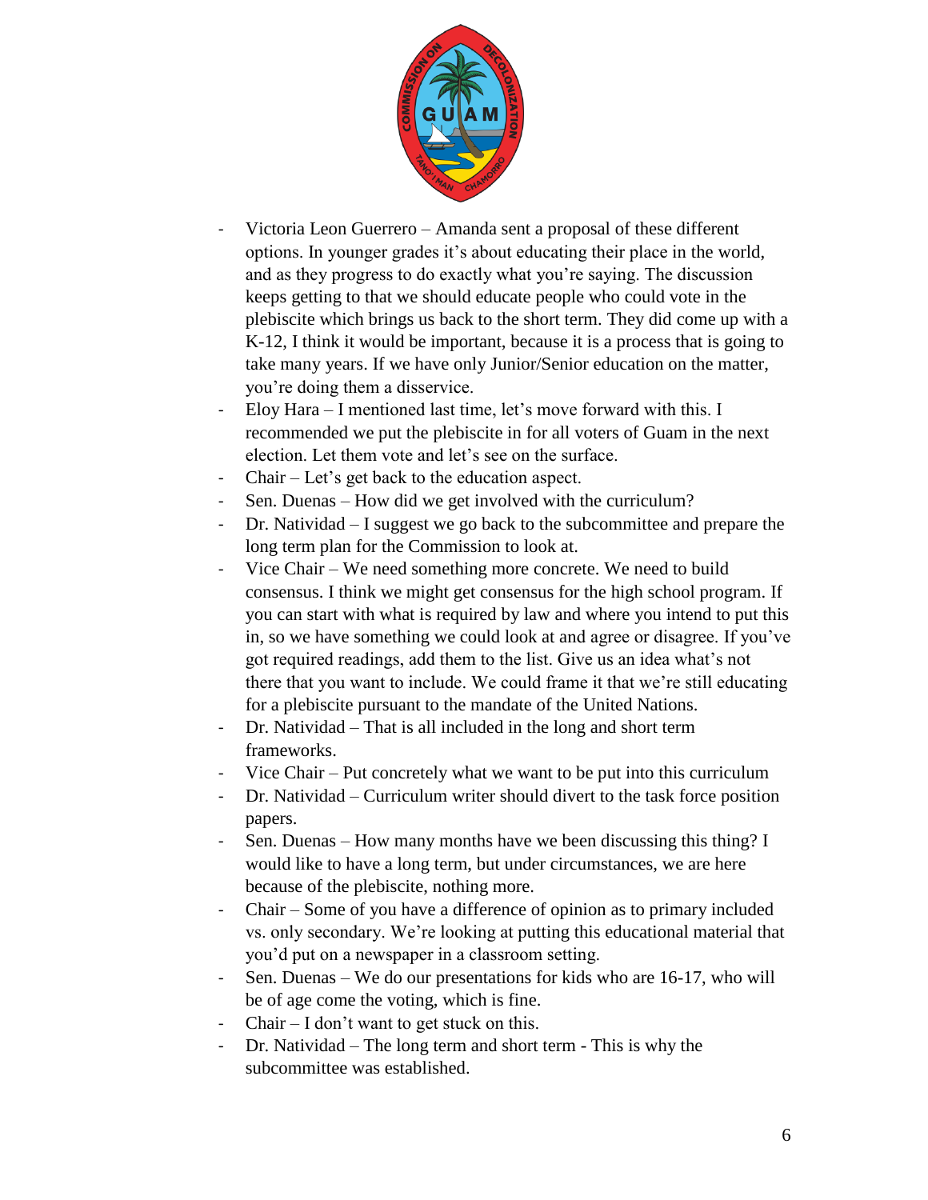- Victoria Leon Guerrero – Amanda sent a proposal of these different options. In younger grades it's about educating their place in the world, and as they progress to do exactly what you're saying. The discussion keeps getting to that we should educate people who could vote in the plebiscite which brings us back to the short term. They did come up with a K-12, I think it would be important, because it is a process that is going to take many years. If we have only Junior/Senior education on the matter, you're doing them a disservice.
- Eloy Hara – I mentioned last time, let's move forward with this. I recommended we put the plebiscite in for all voters of Guam in the next election. Let them vote and let's see on the surface.
- Chair – Let's get back to the education aspect.
- Sen. Duenas – How did we get involved with the curriculum?
- Dr. Natividad – I suggest we go back to the subcommittee and prepare the long term plan for the Commission to look at.
- Vice Chair – We need something more concrete. We need to build consensus. I think we might get consensus for the high school program. If you can start with what is required by law and where you intend to put this in, so we have something we could look at and agree or disagree. If you've got required readings, add them to the list. Give us an idea what's not there that you want to include. We could frame it that we're still educating for a plebiscite pursuant to the mandate of the United Nations.
- Dr. Natividad – That is all included in the long and short term frameworks.
- Vice Chair – Put concretely what we want to be put into this curriculum
- Dr. Natividad – Curriculum writer should divert to the task force position papers.
- Sen. Duenas – How many months have we been discussing this thing? I would like to have a long term, but under circumstances, we are here because of the plebiscite, nothing more.
- Chair – Some of you have a difference of opinion as to primary included vs. only secondary. We're looking at putting this educational material that you'd put on a newspaper in a classroom setting.
- Sen. Duenas – We do our presentations for kids who are 16-17, who will be of age come the voting, which is fine.
- Chair – I don't want to get stuck on this.
- Dr. Natividad – The long term and short term - This is why the subcommittee was established.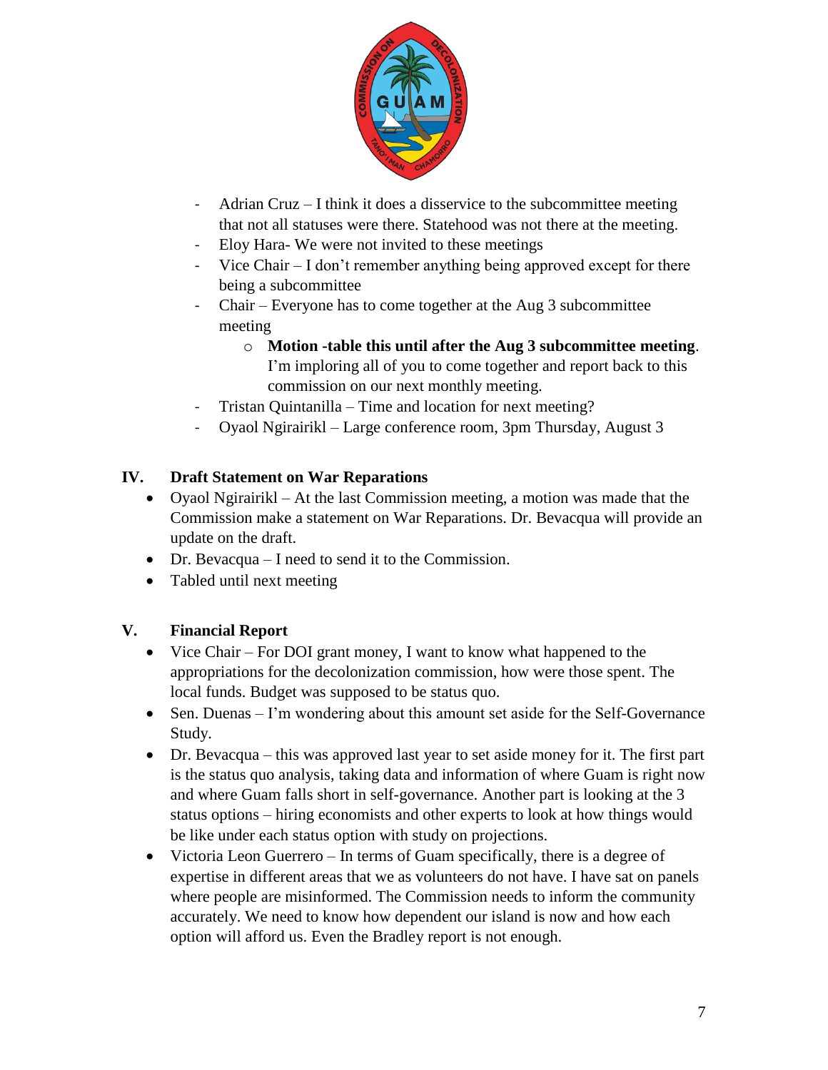- Adrian Cruz – I think it does a disservice to the subcommittee meeting that not all statuses were there. Statehood was not there at the meeting.
- Eloy Hara- We were not invited to these meetings
- Vice Chair – I don't remember anything being approved except for there being a subcommittee
- Chair – Everyone has to come together at the Aug 3 subcommittee meeting
    - **Motion -table this until after the Aug 3 subcommittee meeting**. I'm imploring all of you to come together and report back to this commission on our next monthly meeting.
- Tristan Quintanilla – Time and location for next meeting?
- Oyaol Ngirairikl – Large conference room, 3pm Thursday, August 3

## IV. Draft Statement on War Reparations

- Oyaol Ngirairikl – At the last Commission meeting, a motion was made that the Commission make a statement on War Reparations. Dr. Bevacqua will provide an update on the draft.
- Dr. Bevacqua – I need to send it to the Commission.
- Tabled until next meeting

## V. Financial Report

- Vice Chair – For DOI grant money, I want to know what happened to the appropriations for the decolonization commission, how were those spent. The local funds. Budget was supposed to be status quo.
- Sen. Duenas – I'm wondering about this amount set aside for the Self-Governance Study.
- Dr. Bevacqua – this was approved last year to set aside money for it. The first part is the status quo analysis, taking data and information of where Guam is right now and where Guam falls short in self-governance. Another part is looking at the 3 status options – hiring economists and other experts to look at how things would be like under each status option with study on projections.
- Victoria Leon Guerrero – In terms of Guam specifically, there is a degree of expertise in different areas that we as volunteers do not have. I have sat on panels where people are misinformed. The Commission needs to inform the community accurately. We need to know how dependent our island is now and how each option will afford us. Even the Bradley report is not enough.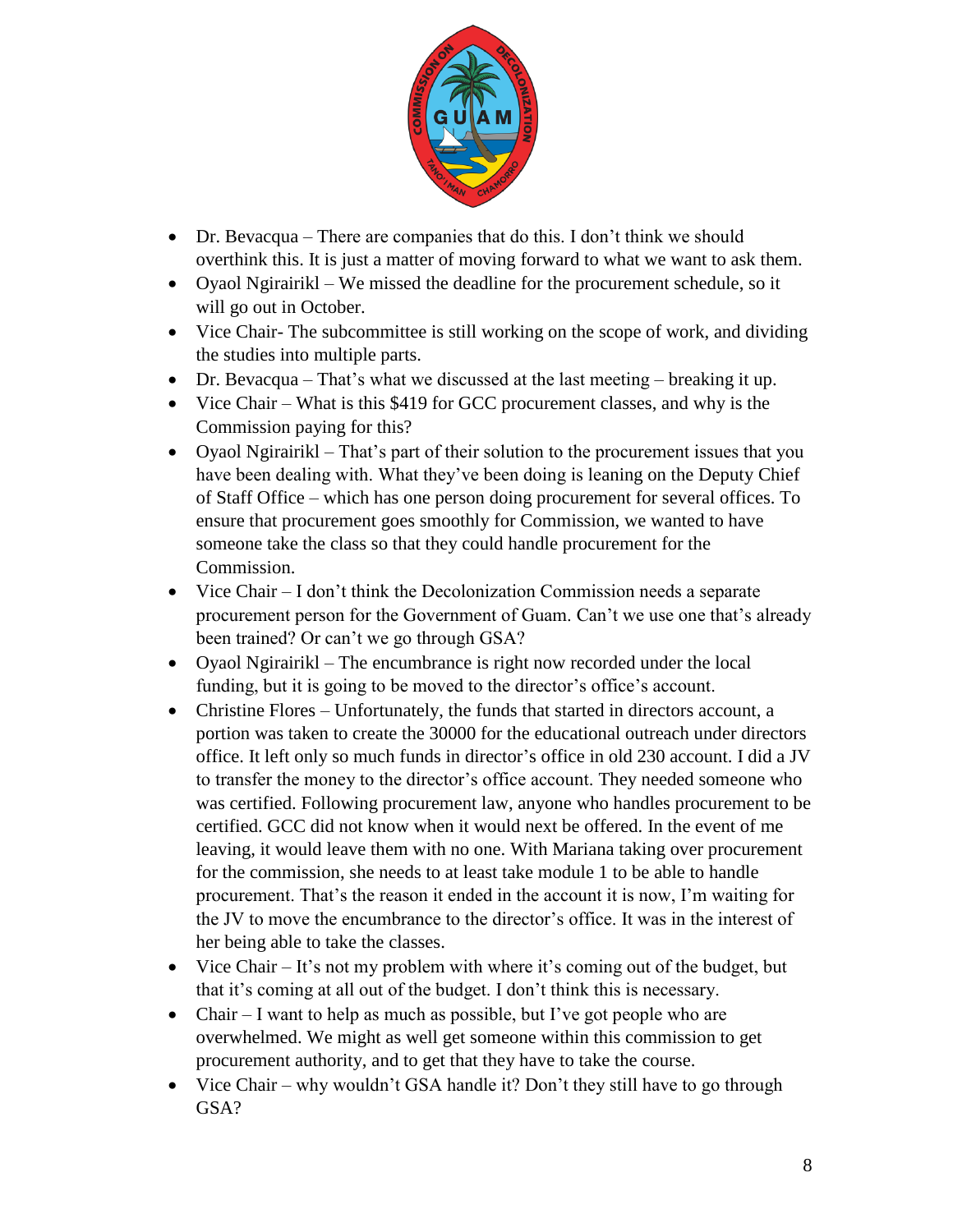- Dr. Bevacqua – There are companies that do this. I don't think we should overthink this. It is just a matter of moving forward to what we want to ask them.
- Oyaol Ngirairikl – We missed the deadline for the procurement schedule, so it will go out in October.
- Vice Chair- The subcommittee is still working on the scope of work, and dividing the studies into multiple parts.
- Dr. Bevacqua – That's what we discussed at the last meeting – breaking it up.
- Vice Chair – What is this $419 for GCC procurement classes, and why is the Commission paying for this?
- Oyaol Ngirairikl – That's part of their solution to the procurement issues that you have been dealing with. What they've been doing is leaning on the Deputy Chief of Staff Office – which has one person doing procurement for several offices. To ensure that procurement goes smoothly for Commission, we wanted to have someone take the class so that they could handle procurement for the Commission.
- Vice Chair – I don't think the Decolonization Commission needs a separate procurement person for the Government of Guam. Can't we use one that's already been trained? Or can't we go through GSA?
- Oyaol Ngirairikl – The encumbrance is right now recorded under the local funding, but it is going to be moved to the director's office's account.
- Christine Flores – Unfortunately, the funds that started in directors account, a portion was taken to create the 30000 for the educational outreach under directors office. It left only so much funds in director's office in old 230 account. I did a JV to transfer the money to the director's office account. They needed someone who was certified. Following procurement law, anyone who handles procurement to be certified. GCC did not know when it would next be offered. In the event of me leaving, it would leave them with no one. With Mariana taking over procurement for the commission, she needs to at least take module 1 to be able to handle procurement. That's the reason it ended in the account it is now, I'm waiting for the JV to move the encumbrance to the director's office. It was in the interest of her being able to take the classes.
- Vice Chair – It's not my problem with where it's coming out of the budget, but that it's coming at all out of the budget. I don't think this is necessary.
- Chair – I want to help as much as possible, but I've got people who are overwhelmed. We might as well get someone within this commission to get procurement authority, and to get that they have to take the course.
- Vice Chair – why wouldn't GSA handle it? Don't they still have to go through GSA?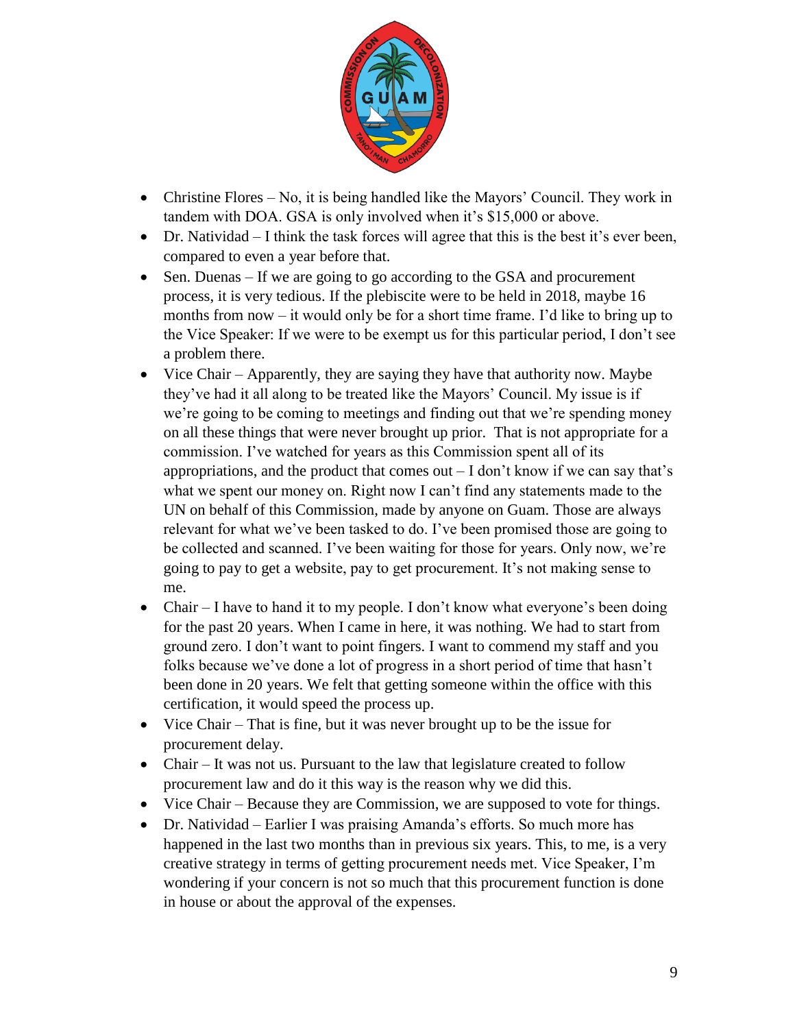- Christine Flores – No, it is being handled like the Mayors' Council. They work in tandem with DOA. GSA is only involved when it's $15,000 or above.
- Dr. Natividad – I think the task forces will agree that this is the best it's ever been, compared to even a year before that.
- Sen. Duenas – If we are going to go according to the GSA and procurement process, it is very tedious. If the plebiscite were to be held in 2018, maybe 16 months from now – it would only be for a short time frame. I'd like to bring up to the Vice Speaker: If we were to be exempt us for this particular period, I don't see a problem there.
- Vice Chair – Apparently, they are saying they have that authority now. Maybe they've had it all along to be treated like the Mayors' Council. My issue is if we're going to be coming to meetings and finding out that we're spending money on all these things that were never brought up prior. That is not appropriate for a commission. I've watched for years as this Commission spent all of its appropriations, and the product that comes out – I don't know if we can say that's what we spent our money on. Right now I can't find any statements made to the UN on behalf of this Commission, made by anyone on Guam. Those are always relevant for what we've been tasked to do. I've been promised those are going to be collected and scanned. I've been waiting for those for years. Only now, we're going to pay to get a website, pay to get procurement. It's not making sense to me.
- Chair – I have to hand it to my people. I don't know what everyone's been doing for the past 20 years. When I came in here, it was nothing. We had to start from ground zero. I don't want to point fingers. I want to commend my staff and you folks because we've done a lot of progress in a short period of time that hasn't been done in 20 years. We felt that getting someone within the office with this certification, it would speed the process up.
- Vice Chair – That is fine, but it was never brought up to be the issue for procurement delay.
- Chair – It was not us. Pursuant to the law that legislature created to follow procurement law and do it this way is the reason why we did this.
- Vice Chair – Because they are Commission, we are supposed to vote for things.
- Dr. Natividad – Earlier I was praising Amanda's efforts. So much more has happened in the last two months than in previous six years. This, to me, is a very creative strategy in terms of getting procurement needs met. Vice Speaker, I'm wondering if your concern is not so much that this procurement function is done in house or about the approval of the expenses.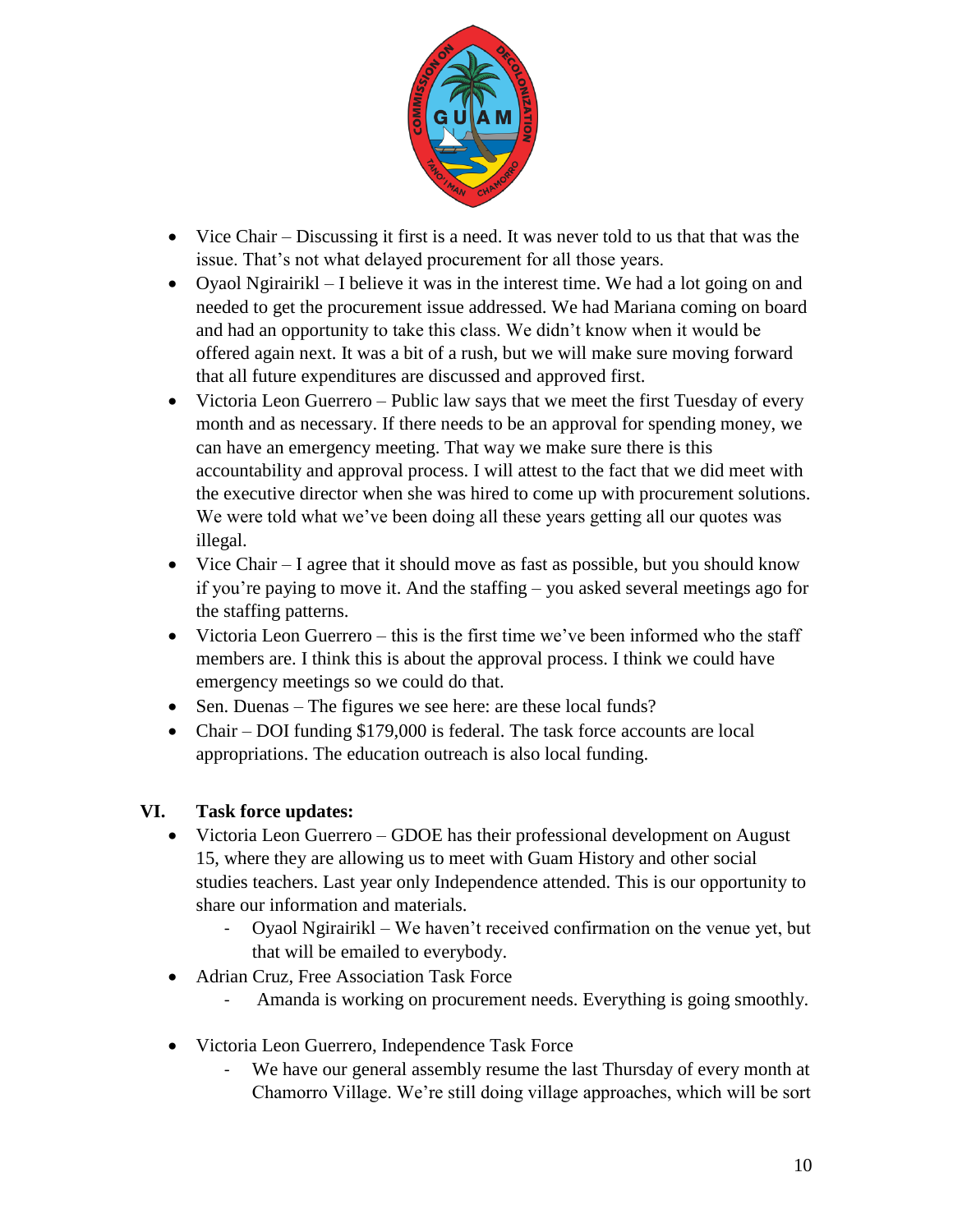- Vice Chair – Discussing it first is a need. It was never told to us that that was the issue. That's not what delayed procurement for all those years.
- Oyaol Ngirairikl – I believe it was in the interest time. We had a lot going on and needed to get the procurement issue addressed. We had Mariana coming on board and had an opportunity to take this class. We didn't know when it would be offered again next. It was a bit of a rush, but we will make sure moving forward that all future expenditures are discussed and approved first.
- Victoria Leon Guerrero – Public law says that we meet the first Tuesday of every month and as necessary. If there needs to be an approval for spending money, we can have an emergency meeting. That way we make sure there is this accountability and approval process. I will attest to the fact that we did meet with the executive director when she was hired to come up with procurement solutions. We were told what we've been doing all these years getting all our quotes was illegal.
- Vice Chair – I agree that it should move as fast as possible, but you should know if you're paying to move it. And the staffing – you asked several meetings ago for the staffing patterns.
- Victoria Leon Guerrero – this is the first time we've been informed who the staff members are. I think this is about the approval process. I think we could have emergency meetings so we could do that.
- Sen. Duenas – The figures we see here: are these local funds?
- Chair – DOI funding $179,000 is federal. The task force accounts are local appropriations. The education outreach is also local funding.

## VI. Task force updates:

- Victoria Leon Guerrero – GDOE has their professional development on August 15, where they are allowing us to meet with Guam History and other social studies teachers. Last year only Independence attended. This is our opportunity to share our information and materials.
  - Oyaol Ngirairikl – We haven't received confirmation on the venue yet, but that will be emailed to everybody.
- Adrian Cruz, Free Association Task Force
  - Amanda is working on procurement needs. Everything is going smoothly.
- Victoria Leon Guerrero, Independence Task Force
  - We have our general assembly resume the last Thursday of every month at Chamorro Village. We're still doing village approaches, which will be sort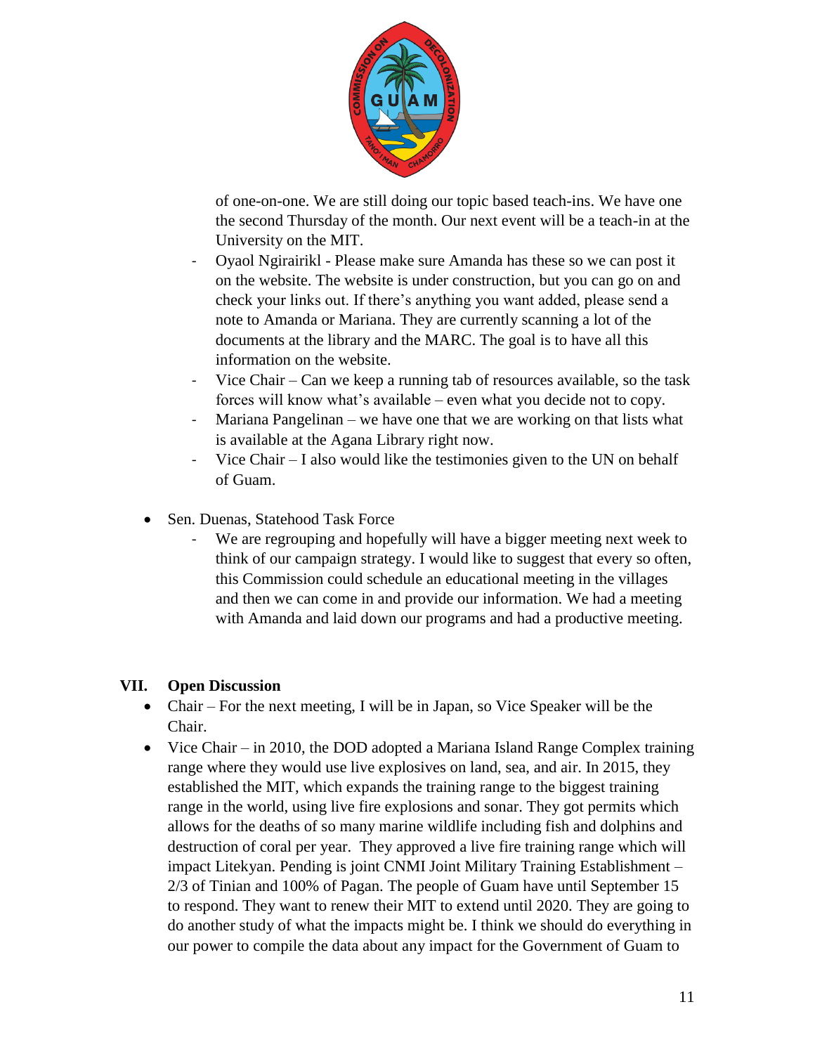of one-on-one. We are still doing our topic based teach-ins. We have one the second Thursday of the month. Our next event will be a teach-in at the University on the MIT.

- Oyaol Ngirairikl - Please make sure Amanda has these so we can post it on the website. The website is under construction, but you can go on and check your links out. If there's anything you want added, please send a note to Amanda or Mariana. They are currently scanning a lot of the documents at the library and the MARC. The goal is to have all this information on the website.
- Vice Chair – Can we keep a running tab of resources available, so the task forces will know what's available – even what you decide not to copy.
- Mariana Pangelinan – we have one that we are working on that lists what is available at the Agana Library right now.
- Vice Chair – I also would like the testimonies given to the UN on behalf of Guam.

- Sen. Duenas, Statehood Task Force
  - We are regrouping and hopefully will have a bigger meeting next week to think of our campaign strategy. I would like to suggest that every so often, this Commission could schedule an educational meeting in the villages and then we can come in and provide our information. We had a meeting with Amanda and laid down our programs and had a productive meeting.

## VII. Open Discussion

- Chair – For the next meeting, I will be in Japan, so Vice Speaker will be the Chair.
- Vice Chair – in 2010, the DOD adopted a Mariana Island Range Complex training range where they would use live explosives on land, sea, and air. In 2015, they established the MIT, which expands the training range to the biggest training range in the world, using live fire explosions and sonar. They got permits which allows for the deaths of so many marine wildlife including fish and dolphins and destruction of coral per year. They approved a live fire training range which will impact Litekyan. Pending is joint CNMI Joint Military Training Establishment – 2/3 of Tinian and 100% of Pagan. The people of Guam have until September 15 to respond. They want to renew their MIT to extend until 2020. They are going to do another study of what the impacts might be. I think we should do everything in our power to compile the data about any impact for the Government of Guam to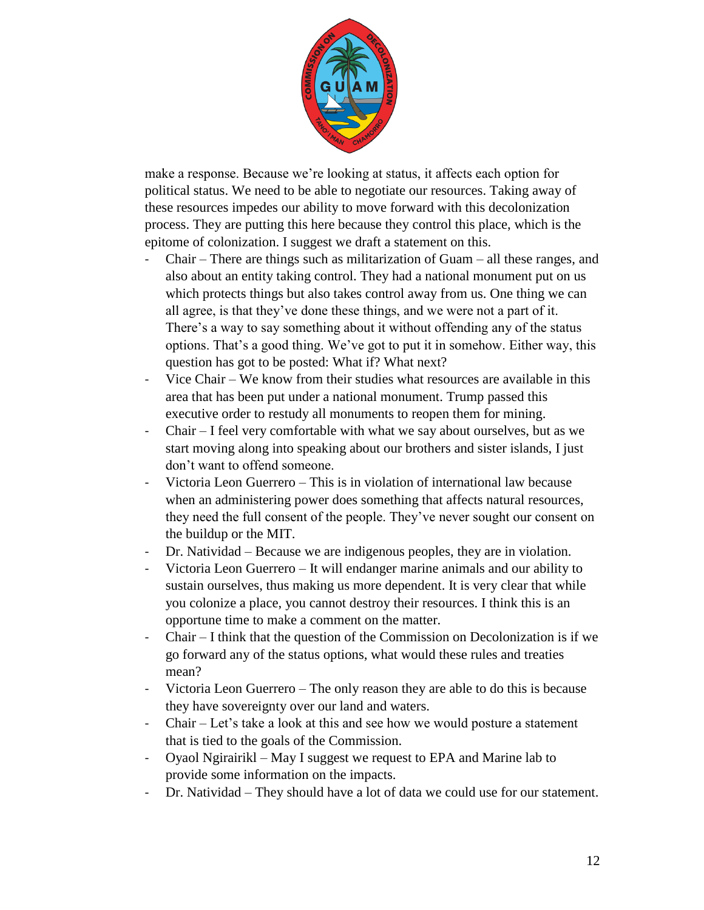make a response. Because we're looking at status, it affects each option for political status. We need to be able to negotiate our resources. Taking away of these resources impedes our ability to move forward with this decolonization process. They are putting this here because they control this place, which is the epitome of colonization. I suggest we draft a statement on this.

- Chair – There are things such as militarization of Guam – all these ranges, and also about an entity taking control. They had a national monument put on us which protects things but also takes control away from us. One thing we can all agree, is that they've done these things, and we were not a part of it. There's a way to say something about it without offending any of the status options. That's a good thing. We've got to put it in somehow. Either way, this question has got to be posted: What if? What next?
- Vice Chair – We know from their studies what resources are available in this area that has been put under a national monument. Trump passed this executive order to restudy all monuments to reopen them for mining.
- Chair – I feel very comfortable with what we say about ourselves, but as we start moving along into speaking about our brothers and sister islands, I just don't want to offend someone.
- Victoria Leon Guerrero – This is in violation of international law because when an administering power does something that affects natural resources, they need the full consent of the people. They've never sought our consent on the buildup or the MIT.
- Dr. Natividad – Because we are indigenous peoples, they are in violation.
- Victoria Leon Guerrero – It will endanger marine animals and our ability to sustain ourselves, thus making us more dependent. It is very clear that while you colonize a place, you cannot destroy their resources. I think this is an opportune time to make a comment on the matter.
- Chair – I think that the question of the Commission on Decolonization is if we go forward any of the status options, what would these rules and treaties mean?
- Victoria Leon Guerrero – The only reason they are able to do this is because they have sovereignty over our land and waters.
- Chair – Let's take a look at this and see how we would posture a statement that is tied to the goals of the Commission.
- Oyaol Ngirairikl – May I suggest we request to EPA and Marine lab to provide some information on the impacts.
- Dr. Natividad – They should have a lot of data we could use for our statement.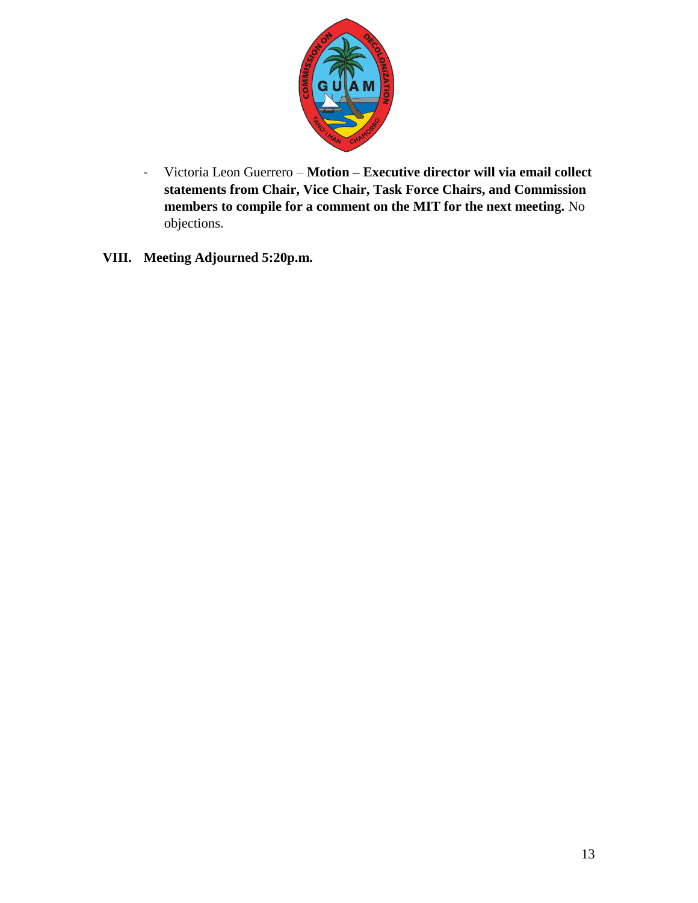- Victoria Leon Guerrero – **Motion – Executive director will via email collect statements from Chair, Vice Chair, Task Force Chairs, and Commission members to compile for a comment on the MIT for the next meeting.** No objections.

## VIII. Meeting Adjourned 5:20p.m.